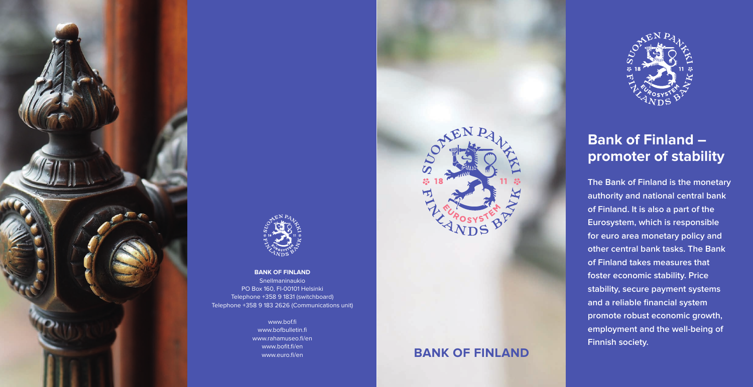**BANK OF FINLAND**
Snellmaninaukio
PO Box 160, FI-00101 Helsinki
Telephone +358 9 1831 (switchboard)
Telephone +358 9 183 2626 (Communications unit)

www.bof.fi
www.bofbulletin.fi
www.rahamuseo.fi/en
www.bofit.fi/en
www.euro.fi/en

SUOMEN PANKKI 18 11 FINLANDS BANK EUROSYSTEM

**BANK OF FINLAND**

# Bank of Finland – promoter of stability

**The Bank of Finland is the monetary authority and national central bank of Finland. It is also a part of the Eurosystem, which is responsible for euro area monetary policy and other central bank tasks. The Bank of Finland takes measures that foster economic stability. Price stability, secure payment systems and a reliable financial system promote robust economic growth, employment and the well-being of Finnish society.**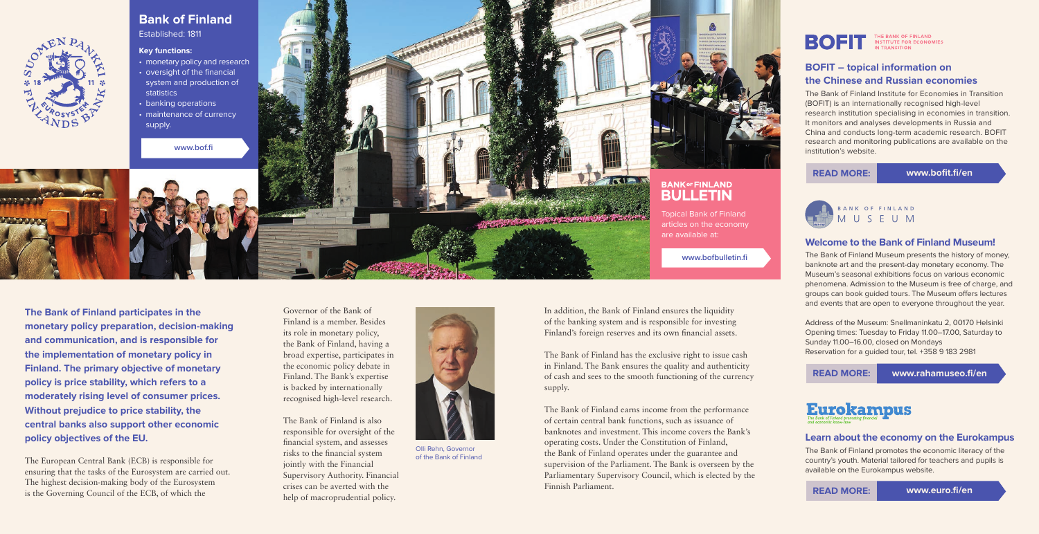## Bank of Finland

Established: 1811

**Key functions:**

- monetary policy and research
- oversight of the financial system and production of statistics
- banking operations
- maintenance of currency supply.

www.bof.fi

**BANK of FINLAND BULLETIN**

Topical Bank of Finland articles on the economy are available at:

www.bofbulletin.fi

**The Bank of Finland participates in the monetary policy preparation, decision-making and communication, and is responsible for the implementation of monetary policy in Finland. The primary objective of monetary policy is price stability, which refers to a moderately rising level of consumer prices. Without prejudice to price stability, the central banks also support other economic policy objectives of the EU.**

The European Central Bank (ECB) is responsible for ensuring that the tasks of the Eurosystem are carried out. The highest decision-making body of the Eurosystem is the Governing Council of the ECB, of which the Governor of the Bank of Finland is a member. Besides its role in monetary policy, the Bank of Finland, having a broad expertise, participates in the economic policy debate in Finland. The Bank's expertise is backed by internationally recognised high-level research.

The Bank of Finland is also responsible for oversight of the financial system, and assesses risks to the financial system jointly with the Financial Supervisory Authority. Financial crises can be averted with the help of macroprudential policy.

Olli Rehn, Governor of the Bank of Finland

In addition, the Bank of Finland ensures the liquidity of the banking system and is responsible for investing Finland's foreign reserves and its own financial assets.

The Bank of Finland has the exclusive right to issue cash in Finland. The Bank ensures the quality and authenticity of cash and sees to the smooth functioning of the currency supply.

The Bank of Finland earns income from the performance of certain central bank functions, such as issuance of banknotes and investment. This income covers the Bank's operating costs. Under the Constitution of Finland, the Bank of Finland operates under the guarantee and supervision of the Parliament. The Bank is overseen by the Parliamentary Supervisory Council, which is elected by the Finnish Parliament.

**BOFIT** THE BANK OF FINLAND INSTITUTE FOR ECONOMIES IN TRANSITION

### BOFIT – topical information on the Chinese and Russian economies

The Bank of Finland Institute for Economies in Transition (BOFIT) is an internationally recognised high-level research institution specialising in economies in transition. It monitors and analyses developments in Russia and China and conducts long-term academic research. BOFIT research and monitoring publications are available on the institution's website.

**READ MORE:** www.bofit.fi/en

BANK OF FINLAND MUSEUM

### Welcome to the Bank of Finland Museum!

The Bank of Finland Museum presents the history of money, banknote art and the present-day monetary economy. The Museum's seasonal exhibitions focus on various economic phenomena. Admission to the Museum is free of charge, and groups can book guided tours. The Museum offers lectures and events that are open to everyone throughout the year.

Address of the Museum: Snellmaninkatu 2, 00170 Helsinki
Opening times: Tuesday to Friday 11.00–17.00, Saturday to Sunday 11.00–16.00, closed on Mondays
Reservation for a guided tour, tel. +358 9 183 2981

**READ MORE:** www.rahamuseo.fi/en

**Eurokampus**
*The Bank of Finland promoting financial and economic know-how*

### Learn about the economy on the Eurokampus

The Bank of Finland promotes the economic literacy of the country's youth. Material tailored for teachers and pupils is available on the Eurokampus website.

**READ MORE:** www.euro.fi/en